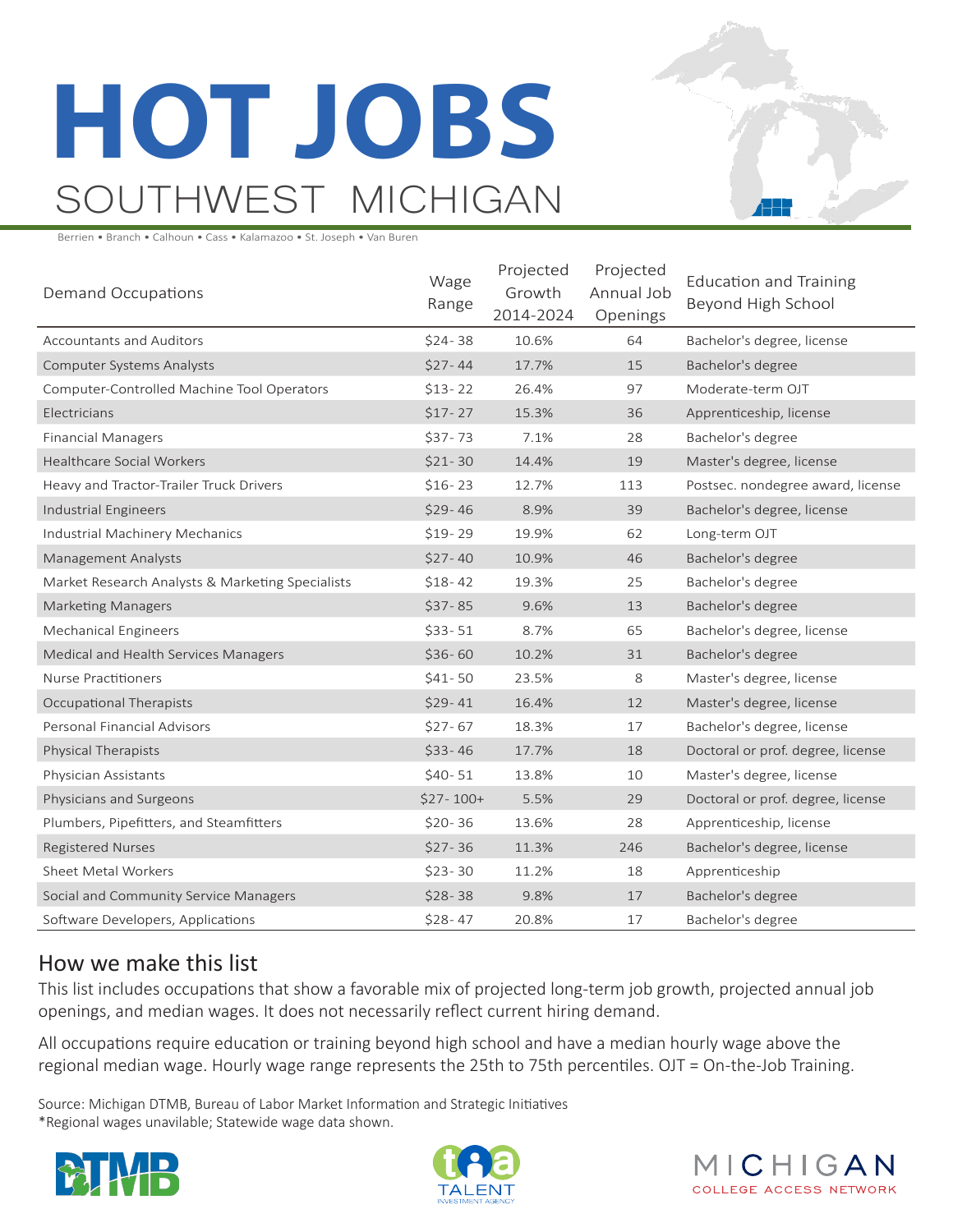# HOT JOBS

## SOUTHWEST MICHIGAN

Berrien • Branch • Calhoun • Cass • Kalamazoo • St. Joseph • Van Buren

| Demand Occupations | Wage Range | Projected Growth 2014-2024 | Projected Annual Job Openings | Education and Training Beyond High School |
|---|---|---|---|---|
| Accountants and Auditors | $24-38 | 10.6% | 64 | Bachelor's degree, license |
| Computer Systems Analysts | $27-44 | 17.7% | 15 | Bachelor's degree |
| Computer-Controlled Machine Tool Operators | $13-22 | 26.4% | 97 | Moderate-term OJT |
| Electricians | $17-27 | 15.3% | 36 | Apprenticeship, license |
| Financial Managers | $37-73 | 7.1% | 28 | Bachelor's degree |
| Healthcare Social Workers | $21-30 | 14.4% | 19 | Master's degree, license |
| Heavy and Tractor-Trailer Truck Drivers | $16-23 | 12.7% | 113 | Postsec. nondegree award, license |
| Industrial Engineers | $29-46 | 8.9% | 39 | Bachelor's degree, license |
| Industrial Machinery Mechanics | $19-29 | 19.9% | 62 | Long-term OJT |
| Management Analysts | $27-40 | 10.9% | 46 | Bachelor's degree |
| Market Research Analysts & Marketing Specialists | $18-42 | 19.3% | 25 | Bachelor's degree |
| Marketing Managers | $37-85 | 9.6% | 13 | Bachelor's degree |
| Mechanical Engineers | $33-51 | 8.7% | 65 | Bachelor's degree, license |
| Medical and Health Services Managers | $36-60 | 10.2% | 31 | Bachelor's degree |
| Nurse Practitioners | $41-50 | 23.5% | 8 | Master's degree, license |
| Occupational Therapists | $29-41 | 16.4% | 12 | Master's degree, license |
| Personal Financial Advisors | $27-67 | 18.3% | 17 | Bachelor's degree, license |
| Physical Therapists | $33-46 | 17.7% | 18 | Doctoral or prof. degree, license |
| Physician Assistants | $40-51 | 13.8% | 10 | Master's degree, license |
| Physicians and Surgeons | $27-100+ | 5.5% | 29 | Doctoral or prof. degree, license |
| Plumbers, Pipefitters, and Steamfitters | $20-36 | 13.6% | 28 | Apprenticeship, license |
| Registered Nurses | $27-36 | 11.3% | 246 | Bachelor's degree, license |
| Sheet Metal Workers | $23-30 | 11.2% | 18 | Apprenticeship |
| Social and Community Service Managers | $28-38 | 9.8% | 17 | Bachelor's degree |
| Software Developers, Applications | $28-47 | 20.8% | 17 | Bachelor's degree |

## How we make this list

This list includes occupations that show a favorable mix of projected long-term job growth, projected annual job openings, and median wages. It does not necessarily reflect current hiring demand.

All occupations require education or training beyond high school and have a median hourly wage above the regional median wage. Hourly wage range represents the 25th to 75th percentiles. OJT = On-the-Job Training.

Source: Michigan DTMB, Bureau of Labor Market Information and Strategic Initiatives
*Regional wages unavailable; Statewide wage data shown.

DTMB • TALENT INVESTMENT AGENCY • MICHIGAN COLLEGE ACCESS NETWORK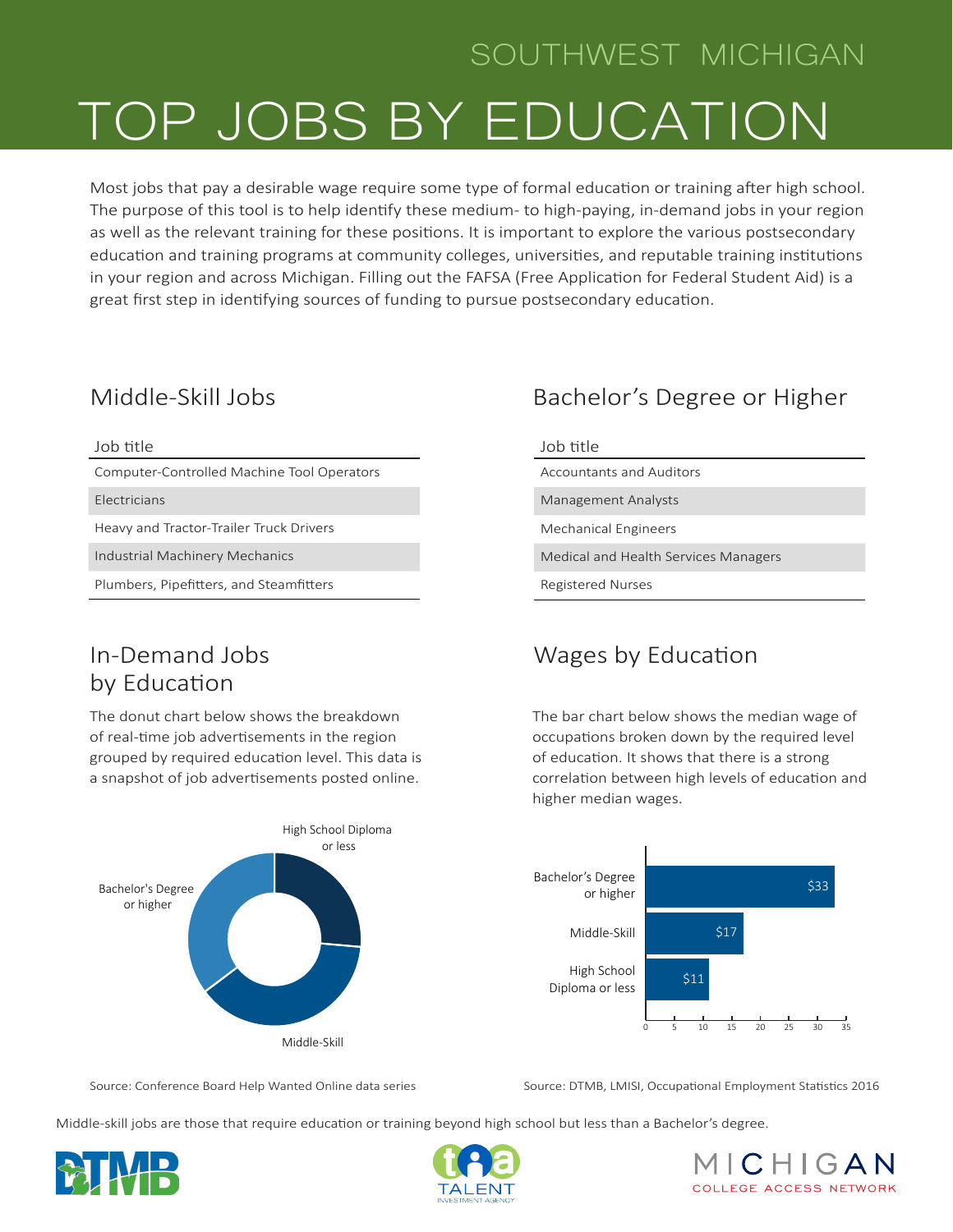SOUTHWEST MICHIGAN

# TOP JOBS BY EDUCATION

Most jobs that pay a desirable wage require some type of formal education or training after high school. The purpose of this tool is to help identify these medium- to high-paying, in-demand jobs in your region as well as the relevant training for these positions. It is important to explore the various postsecondary education and training programs at community colleges, universities, and reputable training institutions in your region and across Michigan. Filling out the FAFSA (Free Application for Federal Student Aid) is a great first step in identifying sources of funding to pursue postsecondary education.

## Middle-Skill Jobs

| Job title |
|---|
| Computer-Controlled Machine Tool Operators |
| Electricians |
| Heavy and Tractor-Trailer Truck Drivers |
| Industrial Machinery Mechanics |
| Plumbers, Pipefitters, and Steamfitters |

## Bachelor's Degree or Higher

| Job title |
|---|
| Accountants and Auditors |
| Management Analysts |
| Mechanical Engineers |
| Medical and Health Services Managers |
| Registered Nurses |

## In-Demand Jobs by Education

The donut chart below shows the breakdown of real-time job advertisements in the region grouped by required education level. This data is a snapshot of job advertisements posted online.

High School Diploma or less

Bachelor's Degree or higher

Middle-Skill

Source: Conference Board Help Wanted Online data series

## Wages by Education

The bar chart below shows the median wage of occupations broken down by the required level of education. It shows that there is a strong correlation between high levels of education and higher median wages.

Bachelor's Degree or higher $33

Middle-Skill $17

High School Diploma or less $11

0 5 10 15 20 25 30 35

Source: DTMB, LMISI, Occupational Employment Statistics 2016

Middle-skill jobs are those that require education or training beyond high school but less than a Bachelor's degree.

DTMB

TALENT INVESTMENT AGENCY

MICHIGAN COLLEGE ACCESS NETWORK